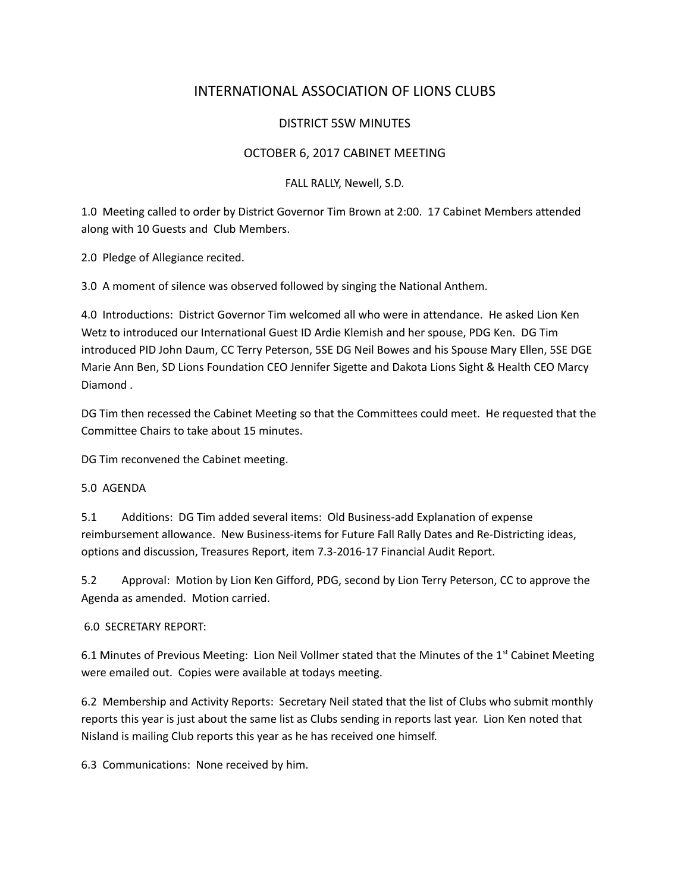# INTERNATIONAL ASSOCIATION OF LIONS CLUBS

## DISTRICT 5SW MINUTES

## OCTOBER 6, 2017 CABINET MEETING

FALL RALLY, Newell, S.D.

1.0 Meeting called to order by District Governor Tim Brown at 2:00. 17 Cabinet Members attended along with 10 Guests and Club Members.

2.0 Pledge of Allegiance recited.

3.0 A moment of silence was observed followed by singing the National Anthem.

4.0 Introductions: District Governor Tim welcomed all who were in attendance. He asked Lion Ken Wetz to introduced our International Guest ID Ardie Klemish and her spouse, PDG Ken. DG Tim introduced PID John Daum, CC Terry Peterson, 5SE DG Neil Bowes and his Spouse Mary Ellen, 5SE DGE Marie Ann Ben, SD Lions Foundation CEO Jennifer Sigette and Dakota Lions Sight & Health CEO Marcy Diamond .

DG Tim then recessed the Cabinet Meeting so that the Committees could meet. He requested that the Committee Chairs to take about 15 minutes.

DG Tim reconvened the Cabinet meeting.

5.0 AGENDA

5.1 Additions: DG Tim added several items: Old Business-add Explanation of expense reimbursement allowance. New Business-items for Future Fall Rally Dates and Re-Districting ideas, options and discussion, Treasures Report, item 7.3-2016-17 Financial Audit Report.

5.2 Approval: Motion by Lion Ken Gifford, PDG, second by Lion Terry Peterson, CC to approve the Agenda as amended. Motion carried.

6.0 SECRETARY REPORT:

6.1 Minutes of Previous Meeting: Lion Neil Vollmer stated that the Minutes of the 1st Cabinet Meeting were emailed out. Copies were available at todays meeting.

6.2 Membership and Activity Reports: Secretary Neil stated that the list of Clubs who submit monthly reports this year is just about the same list as Clubs sending in reports last year. Lion Ken noted that Nisland is mailing Club reports this year as he has received one himself.

6.3 Communications: None received by him.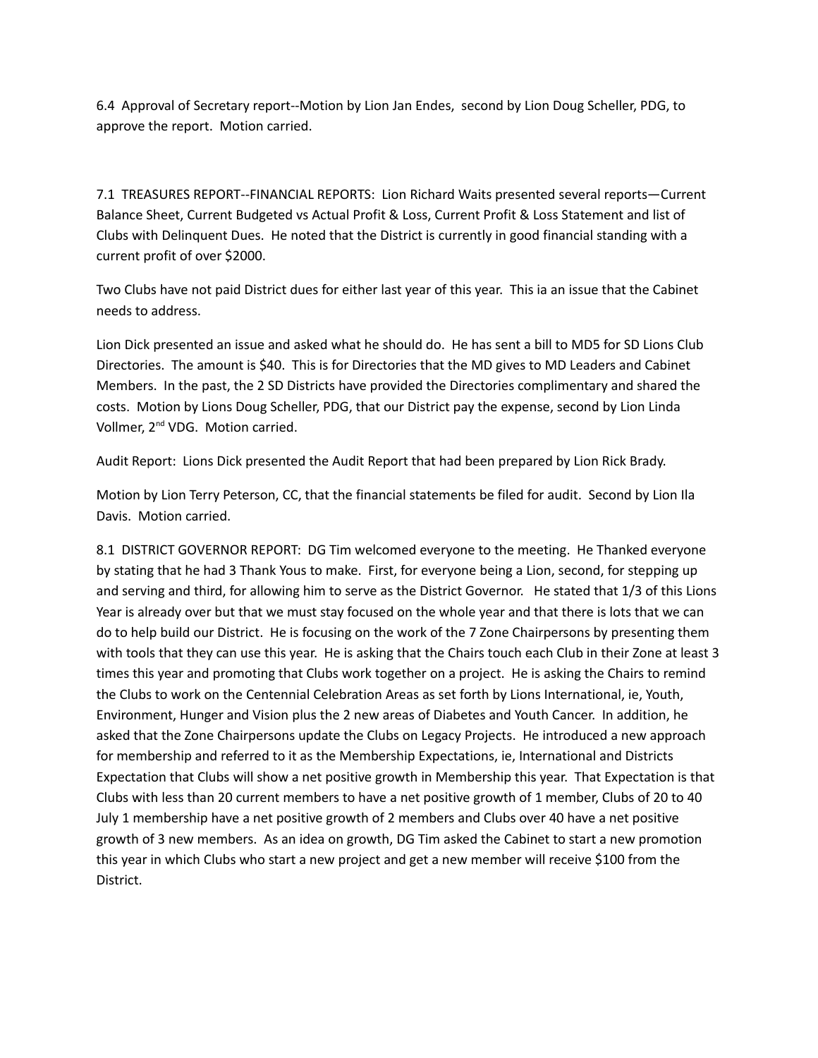6.4 Approval of Secretary report--Motion by Lion Jan Endes, second by Lion Doug Scheller, PDG, to approve the report. Motion carried.

7.1 TREASURES REPORT--FINANCIAL REPORTS: Lion Richard Waits presented several reports—Current Balance Sheet, Current Budgeted vs Actual Profit & Loss, Current Profit & Loss Statement and list of Clubs with Delinquent Dues. He noted that the District is currently in good financial standing with a current profit of over $2000.

Two Clubs have not paid District dues for either last year of this year. This ia an issue that the Cabinet needs to address.

Lion Dick presented an issue and asked what he should do. He has sent a bill to MD5 for SD Lions Club Directories. The amount is $40. This is for Directories that the MD gives to MD Leaders and Cabinet Members. In the past, the 2 SD Districts have provided the Directories complimentary and shared the costs. Motion by Lions Doug Scheller, PDG, that our District pay the expense, second by Lion Linda Vollmer, 2nd VDG. Motion carried.

Audit Report: Lions Dick presented the Audit Report that had been prepared by Lion Rick Brady.

Motion by Lion Terry Peterson, CC, that the financial statements be filed for audit. Second by Lion Ila Davis. Motion carried.

8.1 DISTRICT GOVERNOR REPORT: DG Tim welcomed everyone to the meeting. He Thanked everyone by stating that he had 3 Thank Yous to make. First, for everyone being a Lion, second, for stepping up and serving and third, for allowing him to serve as the District Governor. He stated that 1/3 of this Lions Year is already over but that we must stay focused on the whole year and that there is lots that we can do to help build our District. He is focusing on the work of the 7 Zone Chairpersons by presenting them with tools that they can use this year. He is asking that the Chairs touch each Club in their Zone at least 3 times this year and promoting that Clubs work together on a project. He is asking the Chairs to remind the Clubs to work on the Centennial Celebration Areas as set forth by Lions International, ie, Youth, Environment, Hunger and Vision plus the 2 new areas of Diabetes and Youth Cancer. In addition, he asked that the Zone Chairpersons update the Clubs on Legacy Projects. He introduced a new approach for membership and referred to it as the Membership Expectations, ie, International and Districts Expectation that Clubs will show a net positive growth in Membership this year. That Expectation is that Clubs with less than 20 current members to have a net positive growth of 1 member, Clubs of 20 to 40 July 1 membership have a net positive growth of 2 members and Clubs over 40 have a net positive growth of 3 new members. As an idea on growth, DG Tim asked the Cabinet to start a new promotion this year in which Clubs who start a new project and get a new member will receive $100 from the District.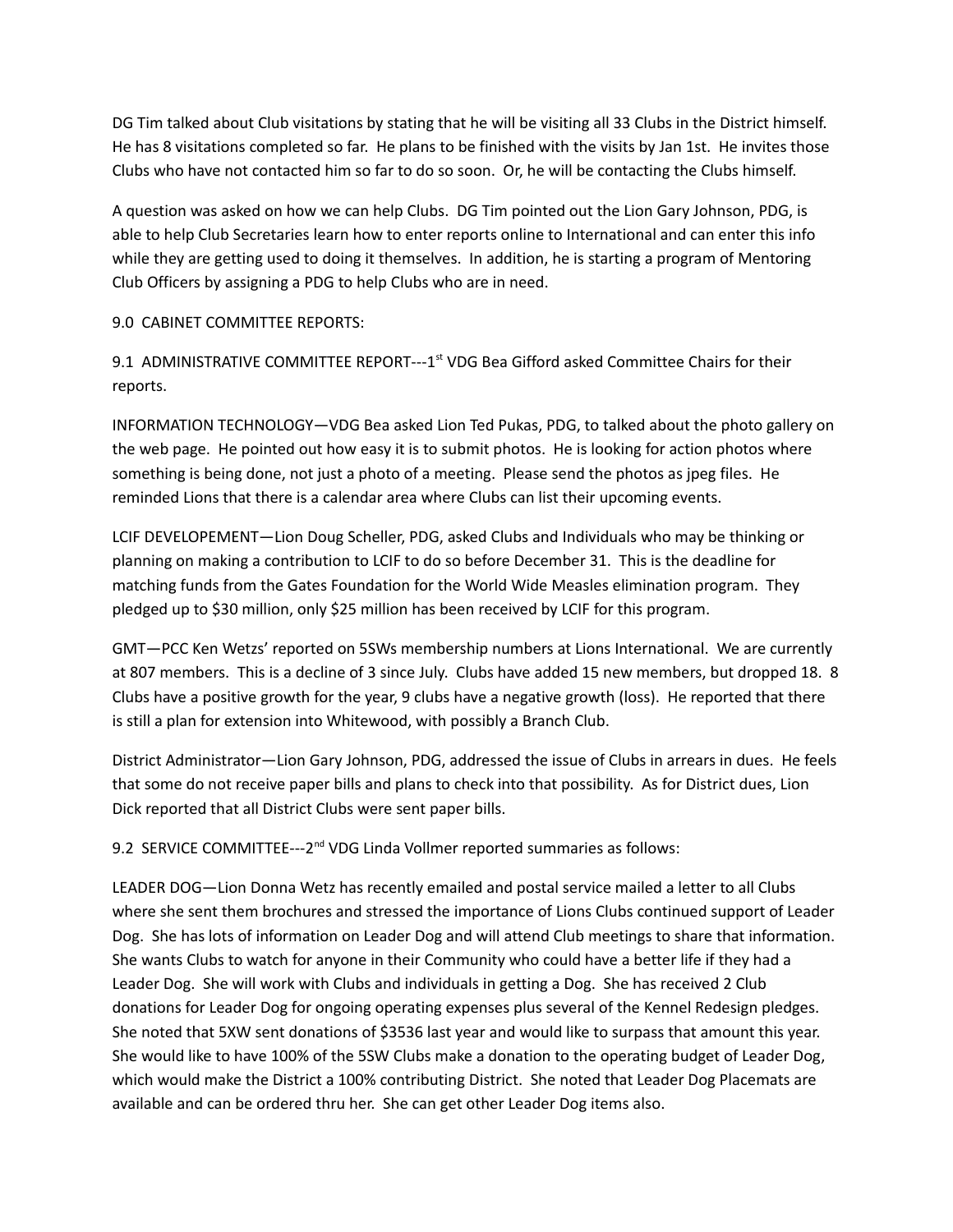DG Tim talked about Club visitations by stating that he will be visiting all 33 Clubs in the District himself. He has 8 visitations completed so far. He plans to be finished with the visits by Jan 1st. He invites those Clubs who have not contacted him so far to do so soon. Or, he will be contacting the Clubs himself.

A question was asked on how we can help Clubs. DG Tim pointed out the Lion Gary Johnson, PDG, is able to help Club Secretaries learn how to enter reports online to International and can enter this info while they are getting used to doing it themselves. In addition, he is starting a program of Mentoring Club Officers by assigning a PDG to help Clubs who are in need.

9.0 CABINET COMMITTEE REPORTS:

9.1 ADMINISTRATIVE COMMITTEE REPORT---1st VDG Bea Gifford asked Committee Chairs for their reports.

INFORMATION TECHNOLOGY—VDG Bea asked Lion Ted Pukas, PDG, to talked about the photo gallery on the web page. He pointed out how easy it is to submit photos. He is looking for action photos where something is being done, not just a photo of a meeting. Please send the photos as jpeg files. He reminded Lions that there is a calendar area where Clubs can list their upcoming events.

LCIF DEVELOPEMENT—Lion Doug Scheller, PDG, asked Clubs and Individuals who may be thinking or planning on making a contribution to LCIF to do so before December 31. This is the deadline for matching funds from the Gates Foundation for the World Wide Measles elimination program. They pledged up to $30 million, only $25 million has been received by LCIF for this program.

GMT—PCC Ken Wetzs' reported on 5SWs membership numbers at Lions International. We are currently at 807 members. This is a decline of 3 since July. Clubs have added 15 new members, but dropped 18. 8 Clubs have a positive growth for the year, 9 clubs have a negative growth (loss). He reported that there is still a plan for extension into Whitewood, with possibly a Branch Club.

District Administrator—Lion Gary Johnson, PDG, addressed the issue of Clubs in arrears in dues. He feels that some do not receive paper bills and plans to check into that possibility. As for District dues, Lion Dick reported that all District Clubs were sent paper bills.

9.2 SERVICE COMMITTEE---2nd VDG Linda Vollmer reported summaries as follows:

LEADER DOG—Lion Donna Wetz has recently emailed and postal service mailed a letter to all Clubs where she sent them brochures and stressed the importance of Lions Clubs continued support of Leader Dog. She has lots of information on Leader Dog and will attend Club meetings to share that information. She wants Clubs to watch for anyone in their Community who could have a better life if they had a Leader Dog. She will work with Clubs and individuals in getting a Dog. She has received 2 Club donations for Leader Dog for ongoing operating expenses plus several of the Kennel Redesign pledges. She noted that 5XW sent donations of $3536 last year and would like to surpass that amount this year. She would like to have 100% of the 5SW Clubs make a donation to the operating budget of Leader Dog, which would make the District a 100% contributing District. She noted that Leader Dog Placemats are available and can be ordered thru her. She can get other Leader Dog items also.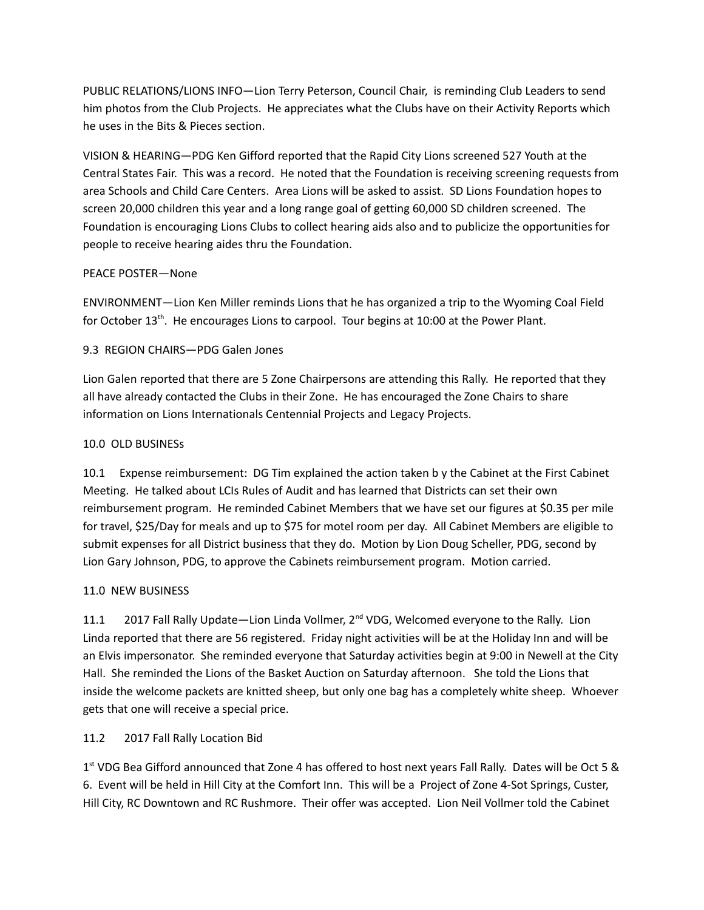PUBLIC RELATIONS/LIONS INFO—Lion Terry Peterson, Council Chair, is reminding Club Leaders to send him photos from the Club Projects. He appreciates what the Clubs have on their Activity Reports which he uses in the Bits & Pieces section.

VISION & HEARING—PDG Ken Gifford reported that the Rapid City Lions screened 527 Youth at the Central States Fair. This was a record. He noted that the Foundation is receiving screening requests from area Schools and Child Care Centers. Area Lions will be asked to assist. SD Lions Foundation hopes to screen 20,000 children this year and a long range goal of getting 60,000 SD children screened. The Foundation is encouraging Lions Clubs to collect hearing aids also and to publicize the opportunities for people to receive hearing aides thru the Foundation.

PEACE POSTER—None

ENVIRONMENT—Lion Ken Miller reminds Lions that he has organized a trip to the Wyoming Coal Field for October 13th. He encourages Lions to carpool. Tour begins at 10:00 at the Power Plant.

9.3 REGION CHAIRS—PDG Galen Jones

Lion Galen reported that there are 5 Zone Chairpersons are attending this Rally. He reported that they all have already contacted the Clubs in their Zone. He has encouraged the Zone Chairs to share information on Lions Internationals Centennial Projects and Legacy Projects.

10.0 OLD BUSINESs

10.1 Expense reimbursement: DG Tim explained the action taken b y the Cabinet at the First Cabinet Meeting. He talked about LCIs Rules of Audit and has learned that Districts can set their own reimbursement program. He reminded Cabinet Members that we have set our figures at $0.35 per mile for travel, $25/Day for meals and up to $75 for motel room per day. All Cabinet Members are eligible to submit expenses for all District business that they do. Motion by Lion Doug Scheller, PDG, second by Lion Gary Johnson, PDG, to approve the Cabinets reimbursement program. Motion carried.

11.0 NEW BUSINESS

11.1 2017 Fall Rally Update—Lion Linda Vollmer, 2nd VDG, Welcomed everyone to the Rally. Lion Linda reported that there are 56 registered. Friday night activities will be at the Holiday Inn and will be an Elvis impersonator. She reminded everyone that Saturday activities begin at 9:00 in Newell at the City Hall. She reminded the Lions of the Basket Auction on Saturday afternoon. She told the Lions that inside the welcome packets are knitted sheep, but only one bag has a completely white sheep. Whoever gets that one will receive a special price.

11.2 2017 Fall Rally Location Bid

1st VDG Bea Gifford announced that Zone 4 has offered to host next years Fall Rally. Dates will be Oct 5 & 6. Event will be held in Hill City at the Comfort Inn. This will be a Project of Zone 4-Sot Springs, Custer, Hill City, RC Downtown and RC Rushmore. Their offer was accepted. Lion Neil Vollmer told the Cabinet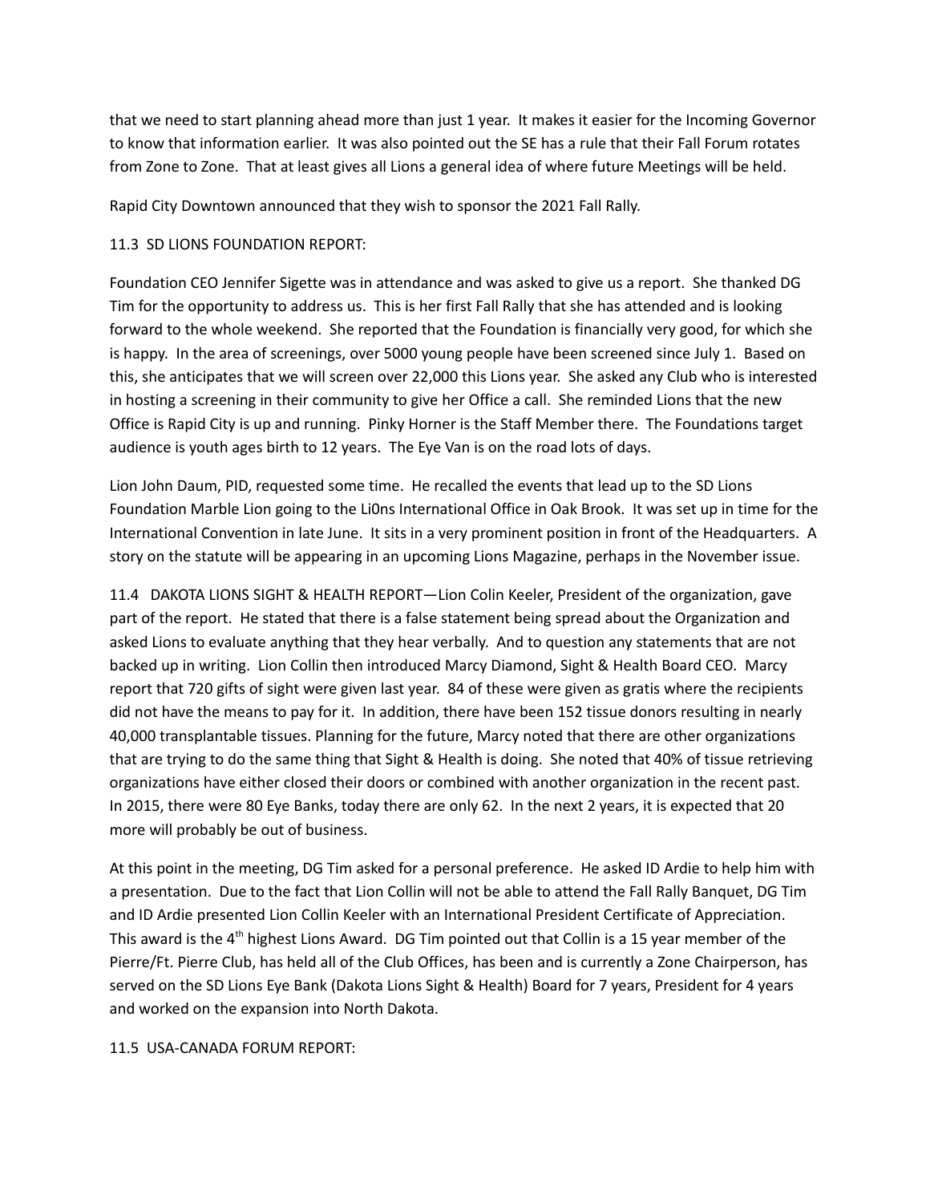that we need to start planning ahead more than just 1 year. It makes it easier for the Incoming Governor to know that information earlier. It was also pointed out the SE has a rule that their Fall Forum rotates from Zone to Zone. That at least gives all Lions a general idea of where future Meetings will be held.

Rapid City Downtown announced that they wish to sponsor the 2021 Fall Rally.

11.3 SD LIONS FOUNDATION REPORT:

Foundation CEO Jennifer Sigette was in attendance and was asked to give us a report. She thanked DG Tim for the opportunity to address us. This is her first Fall Rally that she has attended and is looking forward to the whole weekend. She reported that the Foundation is financially very good, for which she is happy. In the area of screenings, over 5000 young people have been screened since July 1. Based on this, she anticipates that we will screen over 22,000 this Lions year. She asked any Club who is interested in hosting a screening in their community to give her Office a call. She reminded Lions that the new Office is Rapid City is up and running. Pinky Horner is the Staff Member there. The Foundations target audience is youth ages birth to 12 years. The Eye Van is on the road lots of days.

Lion John Daum, PID, requested some time. He recalled the events that lead up to the SD Lions Foundation Marble Lion going to the Li0ns International Office in Oak Brook. It was set up in time for the International Convention in late June. It sits in a very prominent position in front of the Headquarters. A story on the statute will be appearing in an upcoming Lions Magazine, perhaps in the November issue.

11.4 DAKOTA LIONS SIGHT & HEALTH REPORT—Lion Colin Keeler, President of the organization, gave part of the report. He stated that there is a false statement being spread about the Organization and asked Lions to evaluate anything that they hear verbally. And to question any statements that are not backed up in writing. Lion Collin then introduced Marcy Diamond, Sight & Health Board CEO. Marcy report that 720 gifts of sight were given last year. 84 of these were given as gratis where the recipients did not have the means to pay for it. In addition, there have been 152 tissue donors resulting in nearly 40,000 transplantable tissues. Planning for the future, Marcy noted that there are other organizations that are trying to do the same thing that Sight & Health is doing. She noted that 40% of tissue retrieving organizations have either closed their doors or combined with another organization in the recent past. In 2015, there were 80 Eye Banks, today there are only 62. In the next 2 years, it is expected that 20 more will probably be out of business.

At this point in the meeting, DG Tim asked for a personal preference. He asked ID Ardie to help him with a presentation. Due to the fact that Lion Collin will not be able to attend the Fall Rally Banquet, DG Tim and ID Ardie presented Lion Collin Keeler with an International President Certificate of Appreciation. This award is the 4th highest Lions Award. DG Tim pointed out that Collin is a 15 year member of the Pierre/Ft. Pierre Club, has held all of the Club Offices, has been and is currently a Zone Chairperson, has served on the SD Lions Eye Bank (Dakota Lions Sight & Health) Board for 7 years, President for 4 years and worked on the expansion into North Dakota.

11.5 USA-CANADA FORUM REPORT: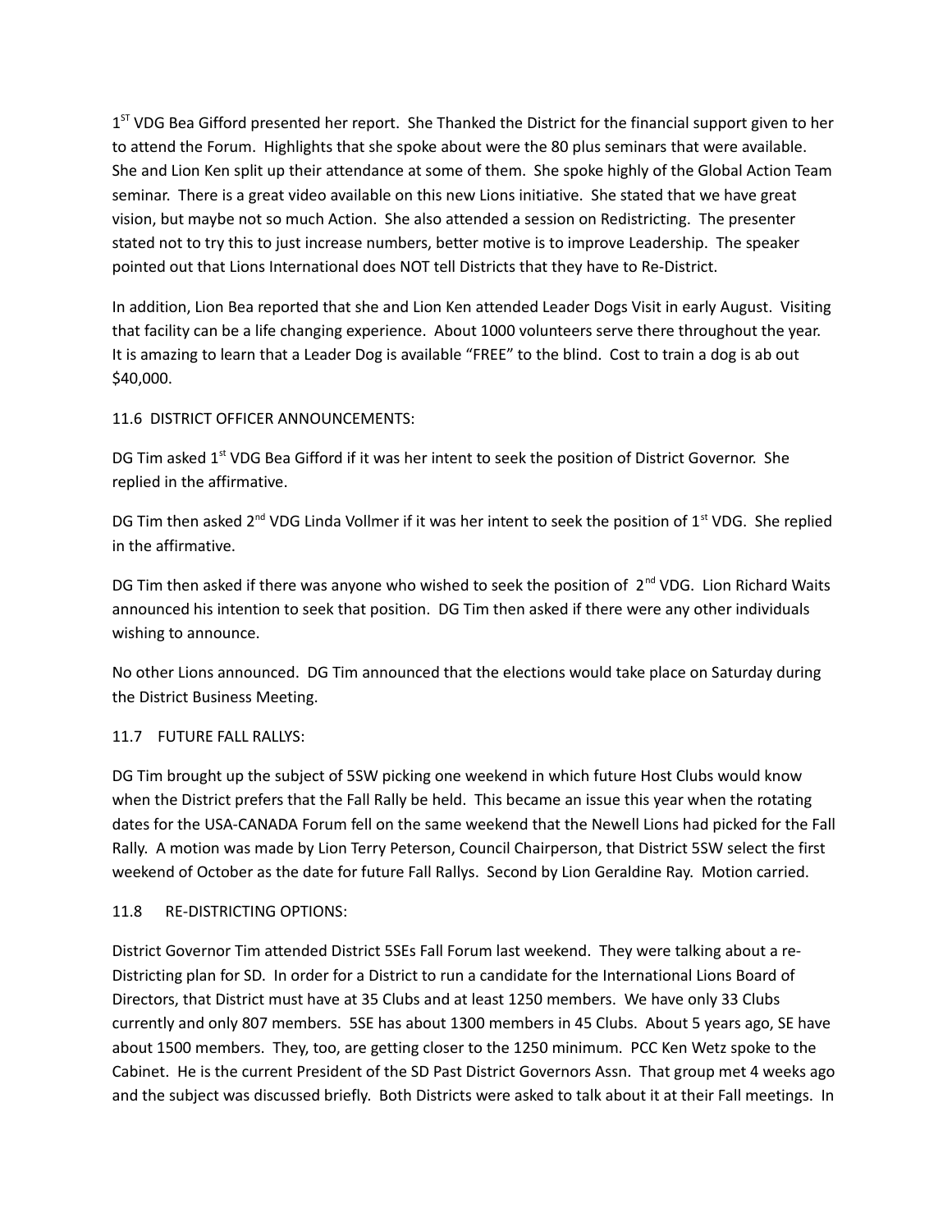1[ST] VDG Bea Gifford presented her report. She Thanked the District for the financial support given to her to attend the Forum. Highlights that she spoke about were the 80 plus seminars that were available. She and Lion Ken split up their attendance at some of them. She spoke highly of the Global Action Team seminar. There is a great video available on this new Lions initiative. She stated that we have great vision, but maybe not so much Action. She also attended a session on Redistricting. The presenter stated not to try this to just increase numbers, better motive is to improve Leadership. The speaker pointed out that Lions International does NOT tell Districts that they have to Re-District.

In addition, Lion Bea reported that she and Lion Ken attended Leader Dogs Visit in early August. Visiting that facility can be a life changing experience. About 1000 volunteers serve there throughout the year. It is amazing to learn that a Leader Dog is available "FREE" to the blind. Cost to train a dog is ab out $40,000.

11.6 DISTRICT OFFICER ANNOUNCEMENTS:

DG Tim asked 1[st] VDG Bea Gifford if it was her intent to seek the position of District Governor. She replied in the affirmative.

DG Tim then asked 2[nd] VDG Linda Vollmer if it was her intent to seek the position of 1[st] VDG. She replied in the affirmative.

DG Tim then asked if there was anyone who wished to seek the position of 2[nd] VDG. Lion Richard Waits announced his intention to seek that position. DG Tim then asked if there were any other individuals wishing to announce.

No other Lions announced. DG Tim announced that the elections would take place on Saturday during the District Business Meeting.

11.7 FUTURE FALL RALLYS:

DG Tim brought up the subject of 5SW picking one weekend in which future Host Clubs would know when the District prefers that the Fall Rally be held. This became an issue this year when the rotating dates for the USA-CANADA Forum fell on the same weekend that the Newell Lions had picked for the Fall Rally. A motion was made by Lion Terry Peterson, Council Chairperson, that District 5SW select the first weekend of October as the date for future Fall Rallys. Second by Lion Geraldine Ray. Motion carried.

11.8 RE-DISTRICTING OPTIONS:

District Governor Tim attended District 5SEs Fall Forum last weekend. They were talking about a re-Districting plan for SD. In order for a District to run a candidate for the International Lions Board of Directors, that District must have at 35 Clubs and at least 1250 members. We have only 33 Clubs currently and only 807 members. 5SE has about 1300 members in 45 Clubs. About 5 years ago, SE have about 1500 members. They, too, are getting closer to the 1250 minimum. PCC Ken Wetz spoke to the Cabinet. He is the current President of the SD Past District Governors Assn. That group met 4 weeks ago and the subject was discussed briefly. Both Districts were asked to talk about it at their Fall meetings. In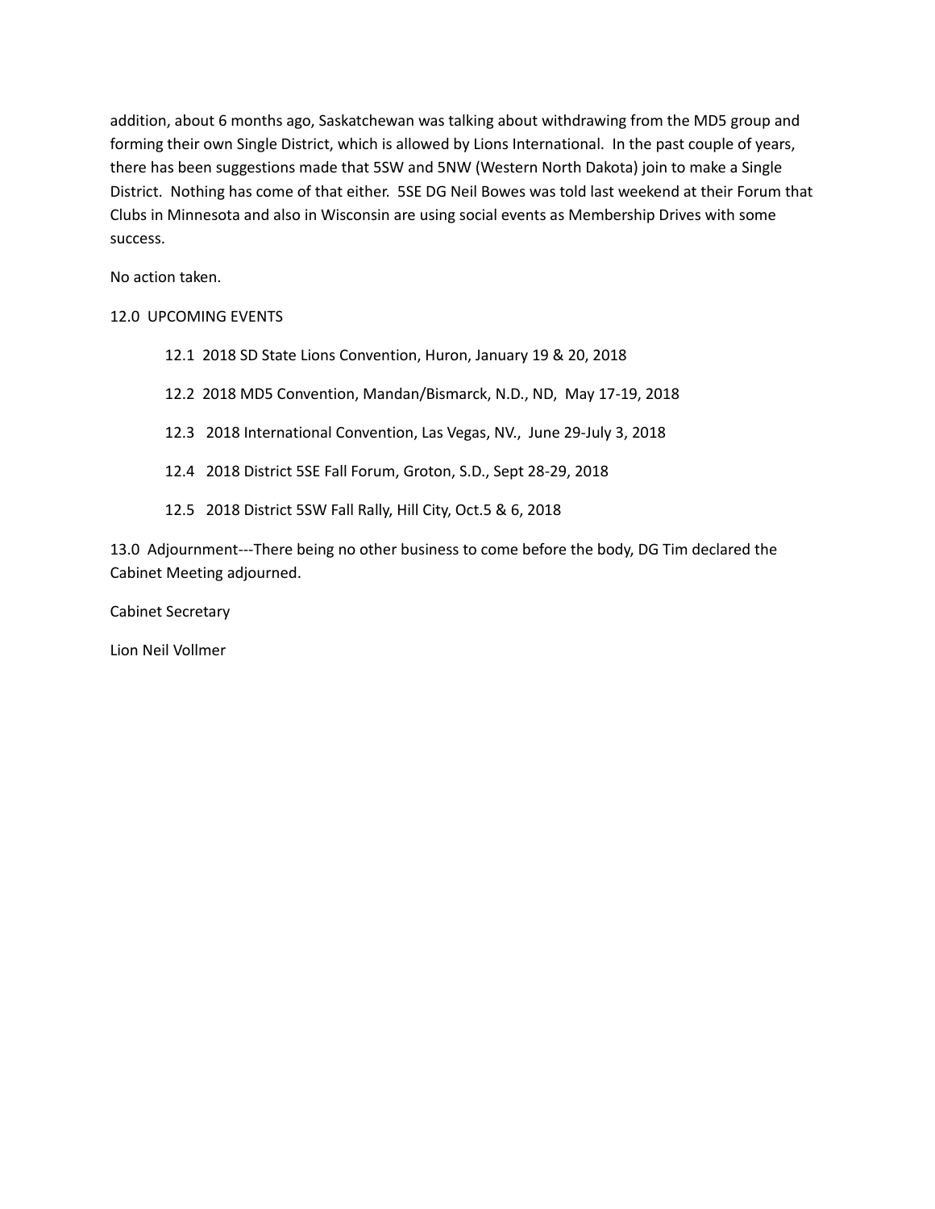addition, about 6 months ago, Saskatchewan was talking about withdrawing from the MD5 group and forming their own Single District, which is allowed by Lions International. In the past couple of years, there has been suggestions made that 5SW and 5NW (Western North Dakota) join to make a Single District. Nothing has come of that either. 5SE DG Neil Bowes was told last weekend at their Forum that Clubs in Minnesota and also in Wisconsin are using social events as Membership Drives with some success.

No action taken.

12.0 UPCOMING EVENTS

12.1 2018 SD State Lions Convention, Huron, January 19 & 20, 2018

12.2 2018 MD5 Convention, Mandan/Bismarck, N.D., ND, May 17-19, 2018

12.3 2018 International Convention, Las Vegas, NV., June 29-July 3, 2018

12.4 2018 District 5SE Fall Forum, Groton, S.D., Sept 28-29, 2018

12.5 2018 District 5SW Fall Rally, Hill City, Oct.5 & 6, 2018

13.0 Adjournment---There being no other business to come before the body, DG Tim declared the Cabinet Meeting adjourned.

Cabinet Secretary

Lion Neil Vollmer